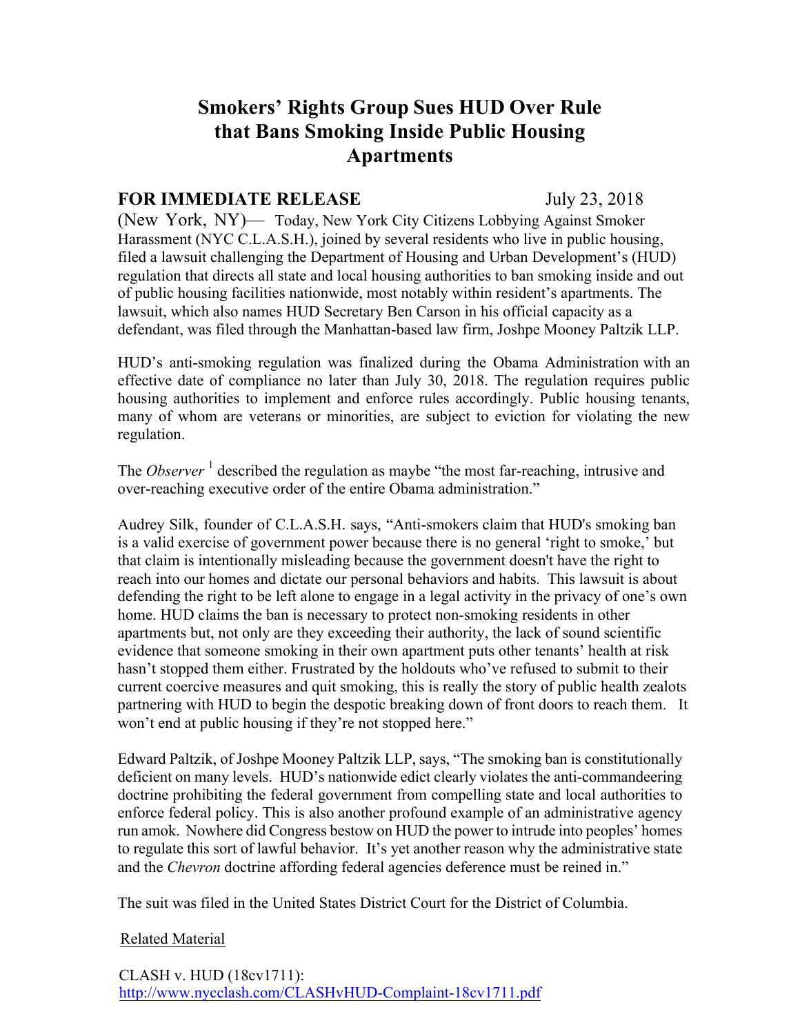# Smokers' Rights Group Sues HUD Over Rule that Bans Smoking Inside Public Housing Apartments

**FOR IMMEDIATE RELEASE** July 23, 2018

(New York, NY)— Today, New York City Citizens Lobbying Against Smoker Harassment (NYC C.L.A.S.H.), joined by several residents who live in public housing, filed a lawsuit challenging the Department of Housing and Urban Development's (HUD) regulation that directs all state and local housing authorities to ban smoking inside and out of public housing facilities nationwide, most notably within resident's apartments. The lawsuit, which also names HUD Secretary Ben Carson in his official capacity as a defendant, was filed through the Manhattan-based law firm, Joshpe Mooney Paltzik LLP.

HUD's anti-smoking regulation was finalized during the Obama Administration with an effective date of compliance no later than July 30, 2018. The regulation requires public housing authorities to implement and enforce rules accordingly. Public housing tenants, many of whom are veterans or minorities, are subject to eviction for violating the new regulation.

The *Observer* [1] described the regulation as maybe "the most far-reaching, intrusive and over-reaching executive order of the entire Obama administration."

Audrey Silk, founder of C.L.A.S.H. says, "Anti-smokers claim that HUD's smoking ban is a valid exercise of government power because there is no general 'right to smoke,' but that claim is intentionally misleading because the government doesn't have the right to reach into our homes and dictate our personal behaviors and habits. This lawsuit is about defending the right to be left alone to engage in a legal activity in the privacy of one's own home. HUD claims the ban is necessary to protect non-smoking residents in other apartments but, not only are they exceeding their authority, the lack of sound scientific evidence that someone smoking in their own apartment puts other tenants' health at risk hasn't stopped them either. Frustrated by the holdouts who've refused to submit to their current coercive measures and quit smoking, this is really the story of public health zealots partnering with HUD to begin the despotic breaking down of front doors to reach them. It won't end at public housing if they're not stopped here."

Edward Paltzik, of Joshpe Mooney Paltzik LLP, says, "The smoking ban is constitutionally deficient on many levels. HUD's nationwide edict clearly violates the anti-commandeering doctrine prohibiting the federal government from compelling state and local authorities to enforce federal policy. This is also another profound example of an administrative agency run amok. Nowhere did Congress bestow on HUD the power to intrude into peoples' homes to regulate this sort of lawful behavior. It's yet another reason why the administrative state and the *Chevron* doctrine affording federal agencies deference must be reined in."

The suit was filed in the United States District Court for the District of Columbia.

Related Material

CLASH v. HUD (18cv1711):
http://www.nycclash.com/CLASHvHUD-Complaint-18cv1711.pdf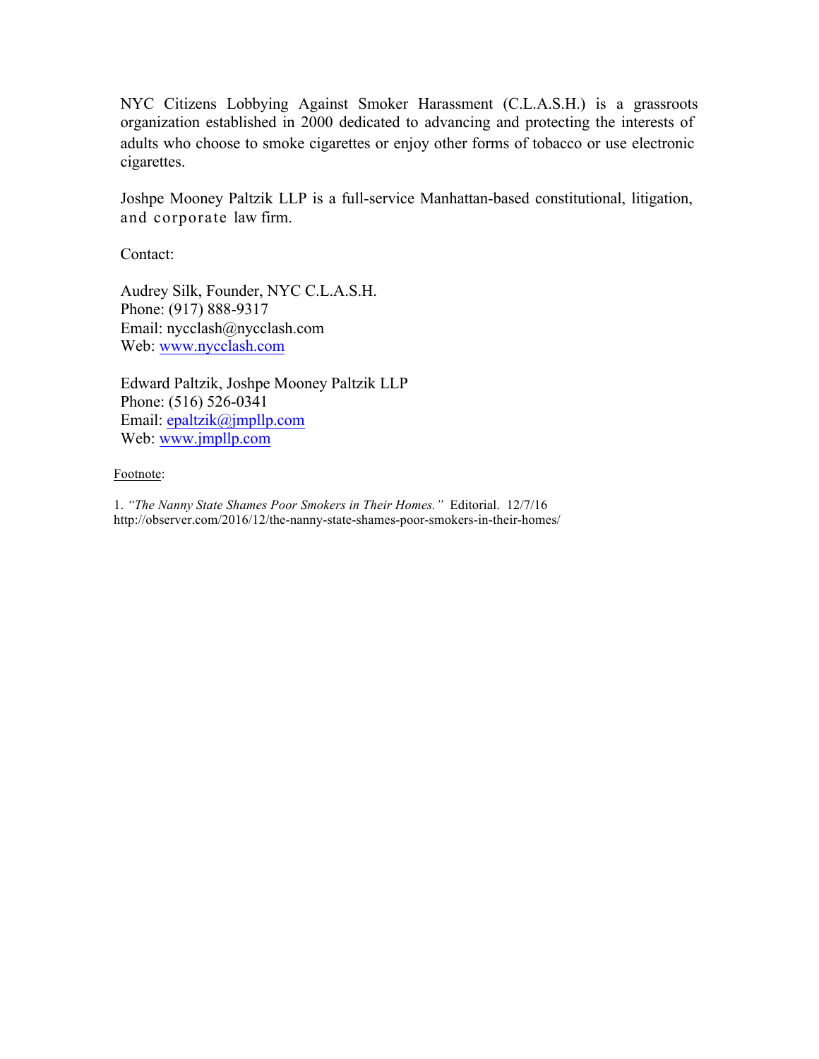NYC Citizens Lobbying Against Smoker Harassment (C.L.A.S.H.) is a grassroots organization established in 2000 dedicated to advancing and protecting the interests of adults who choose to smoke cigarettes or enjoy other forms of tobacco or use electronic cigarettes.

Joshpe Mooney Paltzik LLP is a full-service Manhattan-based constitutional, litigation, and corporate law firm.

Contact:

Audrey Silk, Founder, NYC C.L.A.S.H.
Phone: (917) 888-9317
Email: nycclash@nycclash.com
Web: www.nycclash.com

Edward Paltzik, Joshpe Mooney Paltzik LLP
Phone: (516) 526-0341
Email: epaltzik@jmpllp.com
Web: www.jmpllp.com

Footnote:

1. *"The Nanny State Shames Poor Smokers in Their Homes."* Editorial. 12/7/16
http://observer.com/2016/12/the-nanny-state-shames-poor-smokers-in-their-homes/